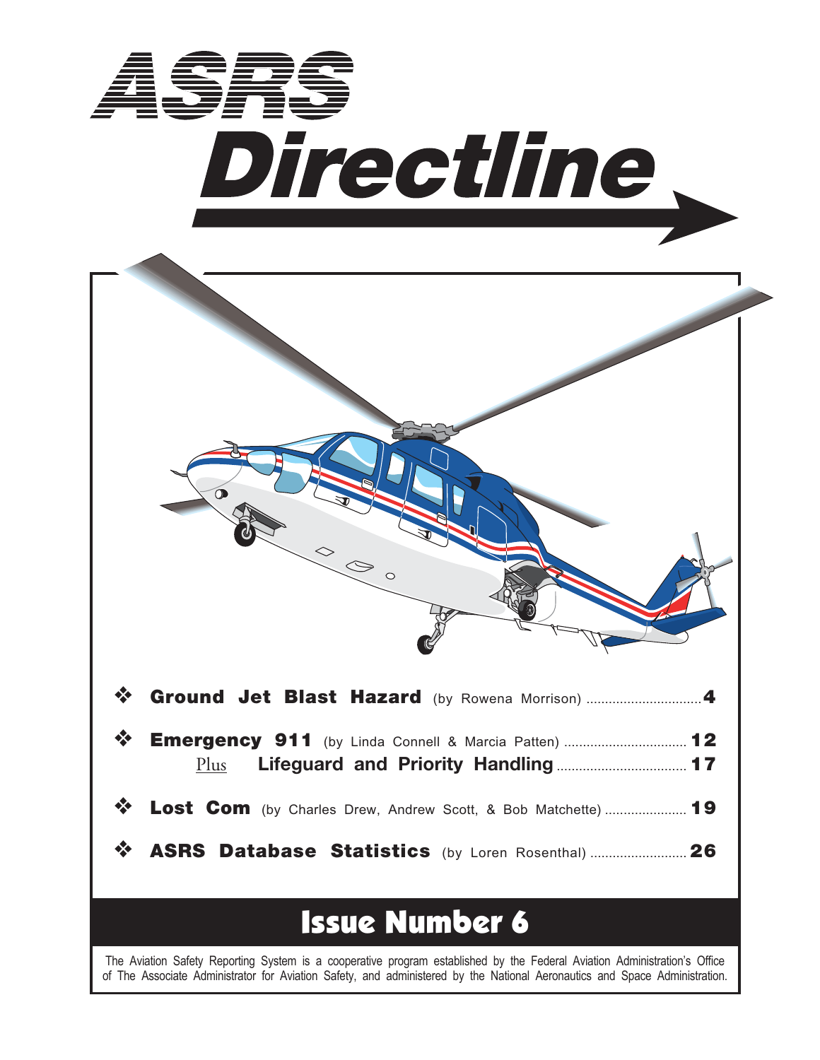# ASRS Directline

- **Ground Jet Blast Hazard** (by Rowena Morrison) .............................. **4**
- **Emergency 911** (by Linda Connell & Marcia Patten) ................................ **12**
  Plus **Lifeguard and Priority Handling** .................................. **17**
- **Lost Com** (by Charles Drew, Andrew Scott, & Bob Matchette) ...................... **19**
- **ASRS Database Statistics** (by Loren Rosenthal) .......................... **26**

## Issue Number 6

The Aviation Safety Reporting System is a cooperative program established by the Federal Aviation Administration's Office of The Associate Administrator for Aviation Safety, and administered by the National Aeronautics and Space Administration.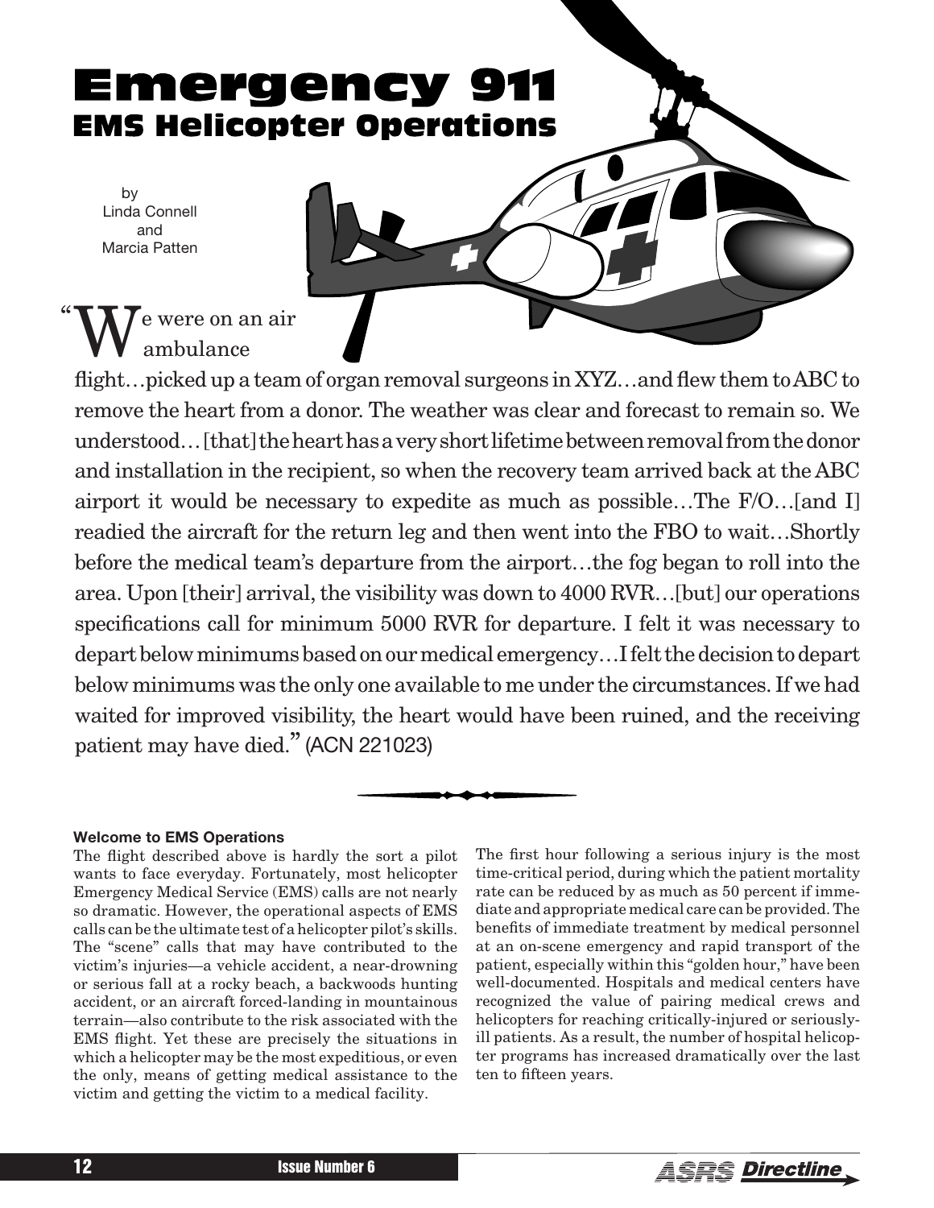# Emergency 911
## EMS Helicopter Operations

by
Linda Connell
and
Marcia Patten

"We were on an air ambulance flight…picked up a team of organ removal surgeons in XYZ…and flew them to ABC to remove the heart from a donor. The weather was clear and forecast to remain so. We understood…[that] the heart has a very short lifetime between removal from the donor and installation in the recipient, so when the recovery team arrived back at the ABC airport it would be necessary to expedite as much as possible…The F/O…[and I] readied the aircraft for the return leg and then went into the FBO to wait…Shortly before the medical team's departure from the airport…the fog began to roll into the area. Upon [their] arrival, the visibility was down to 4000 RVR…[but] our operations specifications call for minimum 5000 RVR for departure. I felt it was necessary to depart below minimums based on our medical emergency…I felt the decision to depart below minimums was the only one available to me under the circumstances. If we had waited for improved visibility, the heart would have been ruined, and the receiving patient may have died." (ACN 221023)

### Welcome to EMS Operations

The flight described above is hardly the sort a pilot wants to face everyday. Fortunately, most helicopter Emergency Medical Service (EMS) calls are not nearly so dramatic. However, the operational aspects of EMS calls can be the ultimate test of a helicopter pilot's skills. The "scene" calls that may have contributed to the victim's injuries—a vehicle accident, a near-drowning or serious fall at a rocky beach, a backwoods hunting accident, or an aircraft forced-landing in mountainous terrain—also contribute to the risk associated with the EMS flight. Yet these are precisely the situations in which a helicopter may be the most expeditious, or even the only, means of getting medical assistance to the victim and getting the victim to a medical facility.

The first hour following a serious injury is the most time-critical period, during which the patient mortality rate can be reduced by as much as 50 percent if immediate and appropriate medical care can be provided. The benefits of immediate treatment by medical personnel at an on-scene emergency and rapid transport of the patient, especially within this "golden hour," have been well-documented. Hospitals and medical centers have recognized the value of pairing medical crews and helicopters for reaching critically-injured or seriously-ill patients. As a result, the number of hospital helicopter programs has increased dramatically over the last ten to fifteen years.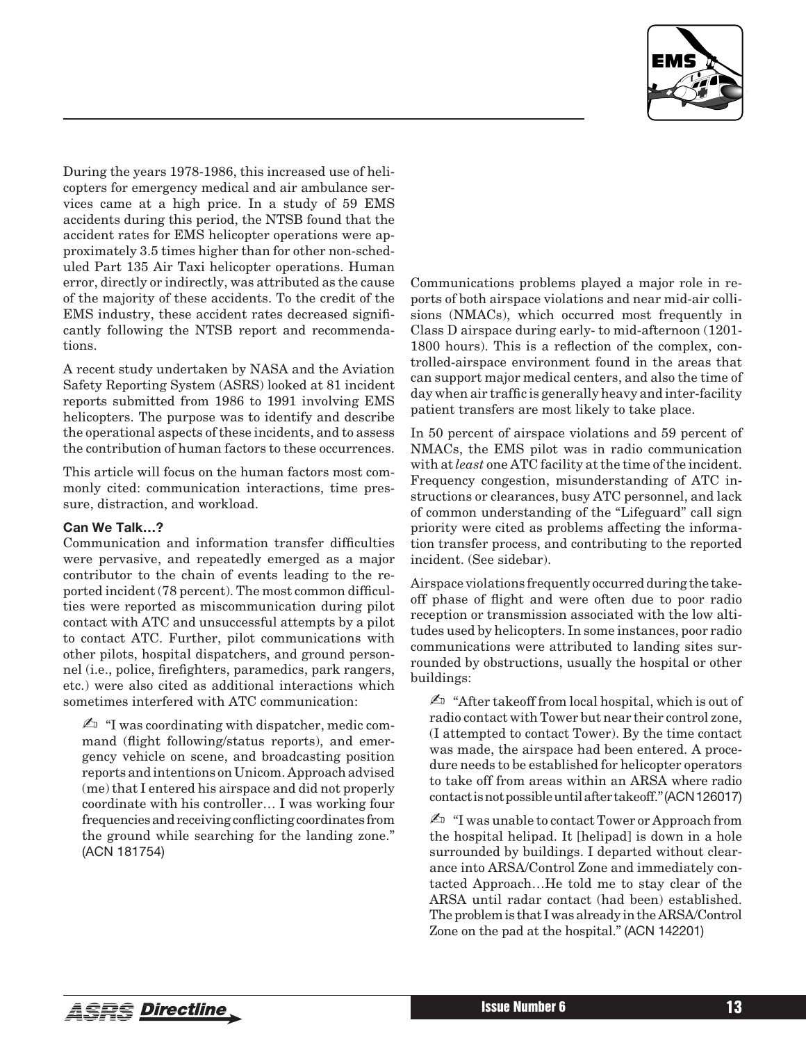During the years 1978-1986, this increased use of helicopters for emergency medical and air ambulance services came at a high price. In a study of 59 EMS accidents during this period, the NTSB found that the accident rates for EMS helicopter operations were approximately 3.5 times higher than for other non-scheduled Part 135 Air Taxi helicopter operations. Human error, directly or indirectly, was attributed as the cause of the majority of these accidents. To the credit of the EMS industry, these accident rates decreased significantly following the NTSB report and recommendations.

A recent study undertaken by NASA and the Aviation Safety Reporting System (ASRS) looked at 81 incident reports submitted from 1986 to 1991 involving EMS helicopters. The purpose was to identify and describe the operational aspects of these incidents, and to assess the contribution of human factors to these occurrences.

This article will focus on the human factors most commonly cited: communication interactions, time pressure, distraction, and workload.

#### Can We Talk…?

Communication and information transfer difficulties were pervasive, and repeatedly emerged as a major contributor to the chain of events leading to the reported incident (78 percent). The most common difficulties were reported as miscommunication during pilot contact with ATC and unsuccessful attempts by a pilot to contact ATC. Further, pilot communications with other pilots, hospital dispatchers, and ground personnel (i.e., police, firefighters, paramedics, park rangers, etc.) were also cited as additional interactions which sometimes interfered with ATC communication:

> ✍ "I was coordinating with dispatcher, medic command (flight following/status reports), and emergency vehicle on scene, and broadcasting position reports and intentions on Unicom. Approach advised (me) that I entered his airspace and did not properly coordinate with his controller… I was working four frequencies and receiving conflicting coordinates from the ground while searching for the landing zone." (ACN 181754)

Communications problems played a major role in reports of both airspace violations and near mid-air collisions (NMACs), which occurred most frequently in Class D airspace during early- to mid-afternoon (1201-1800 hours). This is a reflection of the complex, controlled-airspace environment found in the areas that can support major medical centers, and also the time of day when air traffic is generally heavy and inter-facility patient transfers are most likely to take place.

In 50 percent of airspace violations and 59 percent of NMACs, the EMS pilot was in radio communication with at *least* one ATC facility at the time of the incident. Frequency congestion, misunderstanding of ATC instructions or clearances, busy ATC personnel, and lack of common understanding of the "Lifeguard" call sign priority were cited as problems affecting the information transfer process, and contributing to the reported incident. (See sidebar).

Airspace violations frequently occurred during the takeoff phase of flight and were often due to poor radio reception or transmission associated with the low altitudes used by helicopters. In some instances, poor radio communications were attributed to landing sites surrounded by obstructions, usually the hospital or other buildings:

> ✍ "After takeoff from local hospital, which is out of radio contact with Tower but near their control zone, (I attempted to contact Tower). By the time contact was made, the airspace had been entered. A procedure needs to be established for helicopter operators to take off from areas within an ARSA where radio contact is not possible until after takeoff." (ACN 126017)

> ✍ "I was unable to contact Tower or Approach from the hospital helipad. It [helipad] is down in a hole surrounded by buildings. I departed without clearance into ARSA/Control Zone and immediately contacted Approach…He told me to stay clear of the ARSA until radar contact (had been) established. The problem is that I was already in the ARSA/Control Zone on the pad at the hospital." (ACN 142201)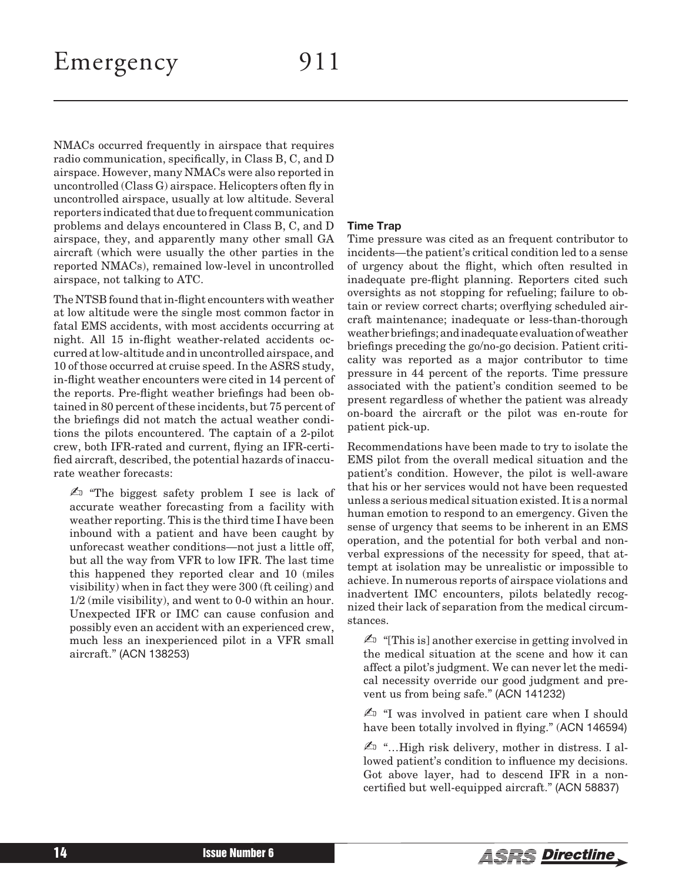NMACs occurred frequently in airspace that requires radio communication, specifically, in Class B, C, and D airspace. However, many NMACs were also reported in uncontrolled (Class G) airspace. Helicopters often fly in uncontrolled airspace, usually at low altitude. Several reporters indicated that due to frequent communication problems and delays encountered in Class B, C, and D airspace, they, and apparently many other small GA aircraft (which were usually the other parties in the reported NMACs), remained low-level in uncontrolled airspace, not talking to ATC.

The NTSB found that in-flight encounters with weather at low altitude were the single most common factor in fatal EMS accidents, with most accidents occurring at night. All 15 in-flight weather-related accidents occurred at low-altitude and in uncontrolled airspace, and 10 of those occurred at cruise speed. In the ASRS study, in-flight weather encounters were cited in 14 percent of the reports. Pre-flight weather briefings had been obtained in 80 percent of these incidents, but 75 percent of the briefings did not match the actual weather conditions the pilots encountered. The captain of a 2-pilot crew, both IFR-rated and current, flying an IFR-certified aircraft, described, the potential hazards of inaccurate weather forecasts:

> ✍ "The biggest safety problem I see is lack of accurate weather forecasting from a facility with weather reporting. This is the third time I have been inbound with a patient and have been caught by unforecast weather conditions—not just a little off, but all the way from VFR to low IFR. The last time this happened they reported clear and 10 (miles visibility) when in fact they were 300 (ft ceiling) and 1/2 (mile visibility), and went to 0-0 within an hour. Unexpected IFR or IMC can cause confusion and possibly even an accident with an experienced crew, much less an inexperienced pilot in a VFR small aircraft." (ACN 138253)

### Time Trap

Time pressure was cited as an frequent contributor to incidents—the patient's critical condition led to a sense of urgency about the flight, which often resulted in inadequate pre-flight planning. Reporters cited such oversights as not stopping for refueling; failure to obtain or review correct charts; overflying scheduled aircraft maintenance; inadequate or less-than-thorough weather briefings; and inadequate evaluation of weather briefings preceding the go/no-go decision. Patient criticality was reported as a major contributor to time pressure in 44 percent of the reports. Time pressure associated with the patient's condition seemed to be present regardless of whether the patient was already on-board the aircraft or the pilot was en-route for patient pick-up.

Recommendations have been made to try to isolate the EMS pilot from the overall medical situation and the patient's condition. However, the pilot is well-aware that his or her services would not have been requested unless a serious medical situation existed. It is a normal human emotion to respond to an emergency. Given the sense of urgency that seems to be inherent in an EMS operation, and the potential for both verbal and non-verbal expressions of the necessity for speed, that attempt at isolation may be unrealistic or impossible to achieve. In numerous reports of airspace violations and inadvertent IMC encounters, pilots belatedly recognized their lack of separation from the medical circumstances.

> ✍ "[This is] another exercise in getting involved in the medical situation at the scene and how it can affect a pilot's judgment. We can never let the medical necessity override our good judgment and prevent us from being safe." (ACN 141232)

> ✍ "I was involved in patient care when I should have been totally involved in flying." (ACN 146594)

> ✍ "…High risk delivery, mother in distress. I allowed patient's condition to influence my decisions. Got above layer, had to descend IFR in a non-certified but well-equipped aircraft." (ACN 58837)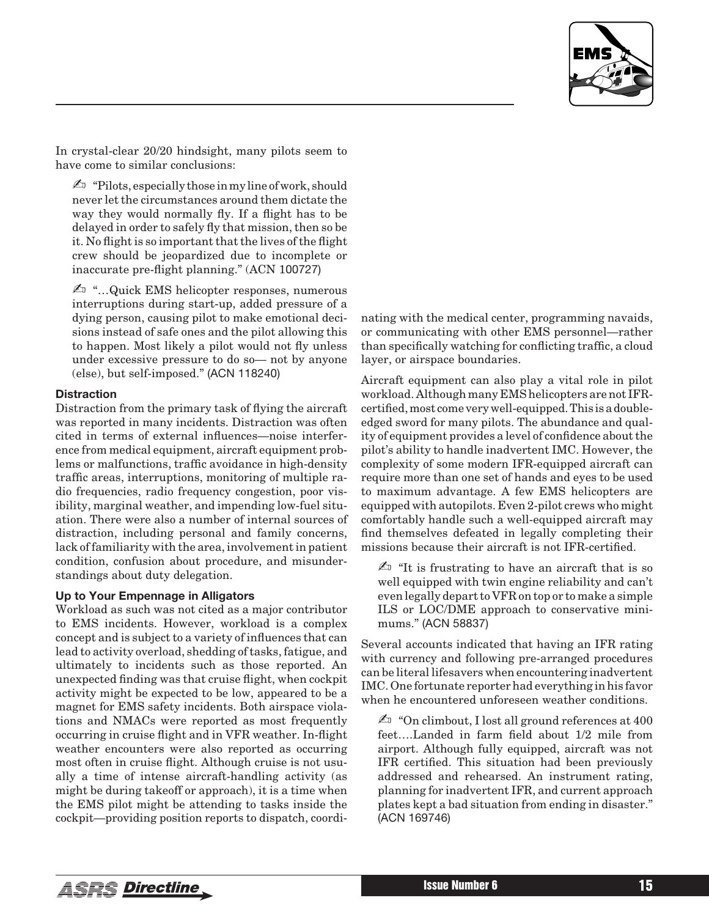In crystal-clear 20/20 hindsight, many pilots seem to have come to similar conclusions:

> ✍ "Pilots, especially those in my line of work, should never let the circumstances around them dictate the way they would normally fly. If a flight has to be delayed in order to safely fly that mission, then so be it. No flight is so important that the lives of the flight crew should be jeopardized due to incomplete or inaccurate pre-flight planning." (ACN 100727)

> ✍ "…Quick EMS helicopter responses, numerous interruptions during start-up, added pressure of a dying person, causing pilot to make emotional decisions instead of safe ones and the pilot allowing this to happen. Most likely a pilot would not fly unless under excessive pressure to do so— not by anyone (else), but self-imposed." (ACN 118240)

### Distraction

Distraction from the primary task of flying the aircraft was reported in many incidents. Distraction was often cited in terms of external influences—noise interference from medical equipment, aircraft equipment problems or malfunctions, traffic avoidance in high-density traffic areas, interruptions, monitoring of multiple radio frequencies, radio frequency congestion, poor visibility, marginal weather, and impending low-fuel situation. There were also a number of internal sources of distraction, including personal and family concerns, lack of familiarity with the area, involvement in patient condition, confusion about procedure, and misunderstandings about duty delegation.

### Up to Your Empennage in Alligators

Workload as such was not cited as a major contributor to EMS incidents. However, workload is a complex concept and is subject to a variety of influences that can lead to activity overload, shedding of tasks, fatigue, and ultimately to incidents such as those reported. An unexpected finding was that cruise flight, when cockpit activity might be expected to be low, appeared to be a magnet for EMS safety incidents. Both airspace violations and NMACs were reported as most frequently occurring in cruise flight and in VFR weather. In-flight weather encounters were also reported as occurring most often in cruise flight. Although cruise is not usually a time of intense aircraft-handling activity (as might be during takeoff or approach), it is a time when the EMS pilot might be attending to tasks inside the cockpit—providing position reports to dispatch, coordinating with the medical center, programming navaids, or communicating with other EMS personnel—rather than specifically watching for conflicting traffic, a cloud layer, or airspace boundaries.

Aircraft equipment can also play a vital role in pilot workload. Although many EMS helicopters are not IFR-certified, most come very well-equipped. This is a double-edged sword for many pilots. The abundance and quality of equipment provides a level of confidence about the pilot's ability to handle inadvertent IMC. However, the complexity of some modern IFR-equipped aircraft can require more than one set of hands and eyes to be used to maximum advantage. A few EMS helicopters are equipped with autopilots. Even 2-pilot crews who might comfortably handle such a well-equipped aircraft may find themselves defeated in legally completing their missions because their aircraft is not IFR-certified.

> ✍ "It is frustrating to have an aircraft that is so well equipped with twin engine reliability and can't even legally depart to VFR on top or to make a simple ILS or LOC/DME approach to conservative minimums." (ACN 58837)

Several accounts indicated that having an IFR rating with currency and following pre-arranged procedures can be literal lifesavers when encountering inadvertent IMC. One fortunate reporter had everything in his favor when he encountered unforeseen weather conditions.

> ✍ "On climbout, I lost all ground references at 400 feet….Landed in farm field about 1/2 mile from airport. Although fully equipped, aircraft was not IFR certified. This situation had been previously addressed and rehearsed. An instrument rating, planning for inadvertent IFR, and current approach plates kept a bad situation from ending in disaster." (ACN 169746)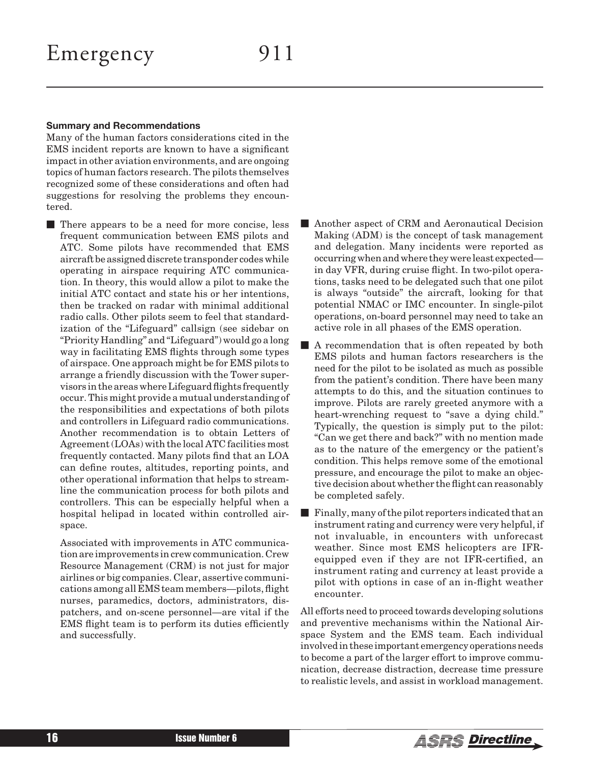## Summary and Recommendations

Many of the human factors considerations cited in the EMS incident reports are known to have a significant impact in other aviation environments, and are ongoing topics of human factors research. The pilots themselves recognized some of these considerations and often had suggestions for resolving the problems they encountered.

- There appears to be a need for more concise, less frequent communication between EMS pilots and ATC. Some pilots have recommended that EMS aircraft be assigned discrete transponder codes while operating in airspace requiring ATC communication. In theory, this would allow a pilot to make the initial ATC contact and state his or her intentions, then be tracked on radar with minimal additional radio calls. Other pilots seem to feel that standardization of the "Lifeguard" callsign (see sidebar on "Priority Handling" and "Lifeguard") would go a long way in facilitating EMS flights through some types of airspace. One approach might be for EMS pilots to arrange a friendly discussion with the Tower supervisors in the areas where Lifeguard flights frequently occur. This might provide a mutual understanding of the responsibilities and expectations of both pilots and controllers in Lifeguard radio communications. Another recommendation is to obtain Letters of Agreement (LOAs) with the local ATC facilities most frequently contacted. Many pilots find that an LOA can define routes, altitudes, reporting points, and other operational information that helps to streamline the communication process for both pilots and controllers. This can be especially helpful when a hospital helipad in located within controlled airspace.

  Associated with improvements in ATC communication are improvements in crew communication. Crew Resource Management (CRM) is not just for major airlines or big companies. Clear, assertive communications among all EMS team members—pilots, flight nurses, paramedics, doctors, administrators, dispatchers, and on-scene personnel—are vital if the EMS flight team is to perform its duties efficiently and successfully.

- Another aspect of CRM and Aeronautical Decision Making (ADM) is the concept of task management and delegation. Many incidents were reported as occurring when and where they were least expected—in day VFR, during cruise flight. In two-pilot operations, tasks need to be delegated such that one pilot is always "outside" the aircraft, looking for that potential NMAC or IMC encounter. In single-pilot operations, on-board personnel may need to take an active role in all phases of the EMS operation.

- A recommendation that is often repeated by both EMS pilots and human factors researchers is the need for the pilot to be isolated as much as possible from the patient's condition. There have been many attempts to do this, and the situation continues to improve. Pilots are rarely greeted anymore with a heart-wrenching request to "save a dying child." Typically, the question is simply put to the pilot: "Can we get there and back?" with no mention made as to the nature of the emergency or the patient's condition. This helps remove some of the emotional pressure, and encourage the pilot to make an objective decision about whether the flight can reasonably be completed safely.

- Finally, many of the pilot reporters indicated that an instrument rating and currency were very helpful, if not invaluable, in encounters with unforecast weather. Since most EMS helicopters are IFR-equipped even if they are not IFR-certified, an instrument rating and currency at least provide a pilot with options in case of an in-flight weather encounter.

All efforts need to proceed towards developing solutions and preventive mechanisms within the National Airspace System and the EMS team. Each individual involved in these important emergency operations needs to become a part of the larger effort to improve communication, decrease distraction, decrease time pressure to realistic levels, and assist in workload management.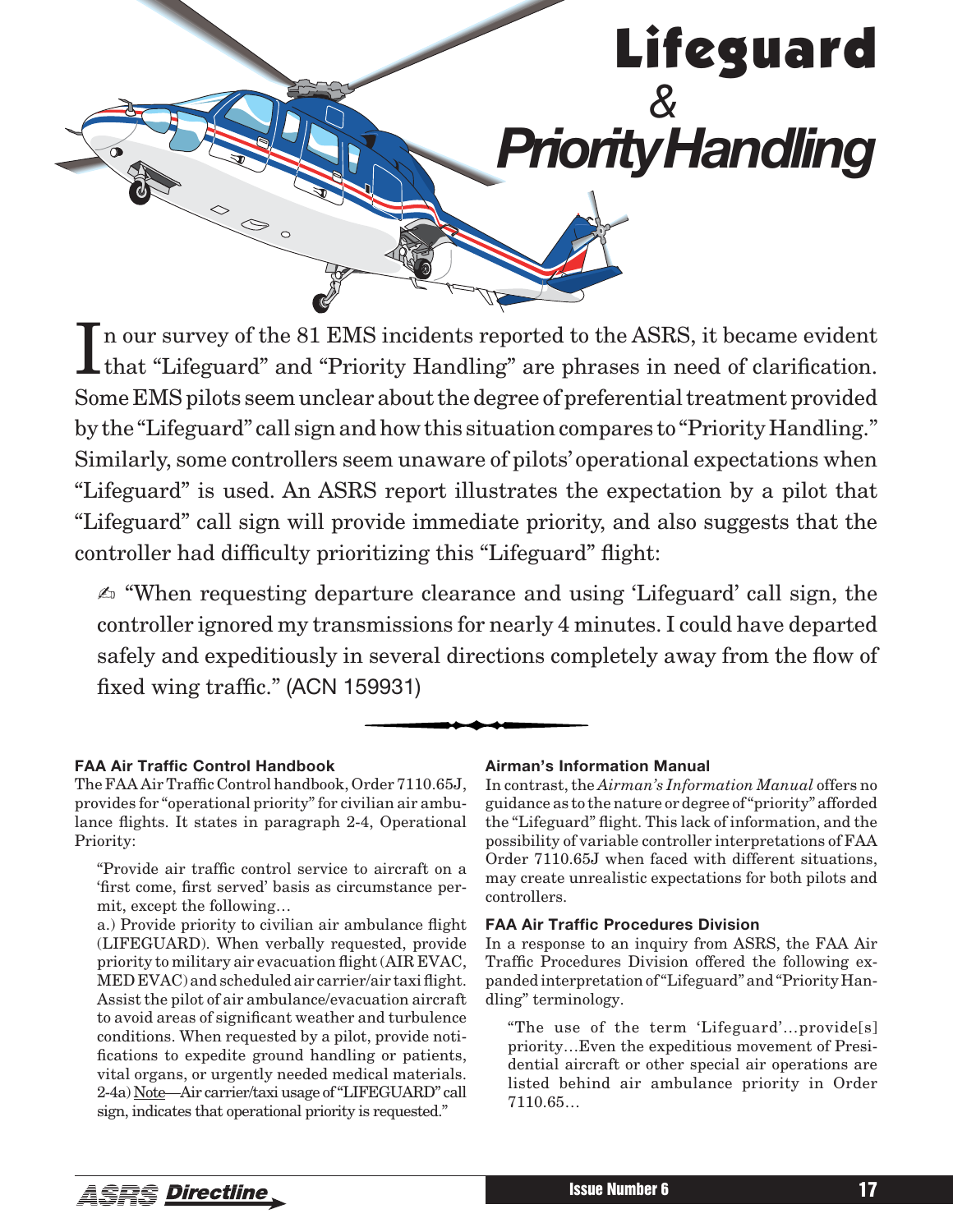# Lifeguard & Priority Handling

In our survey of the 81 EMS incidents reported to the ASRS, it became evident that "Lifeguard" and "Priority Handling" are phrases in need of clarification. Some EMS pilots seem unclear about the degree of preferential treatment provided by the "Lifeguard" call sign and how this situation compares to "Priority Handling." Similarly, some controllers seem unaware of pilots' operational expectations when "Lifeguard" is used. An ASRS report illustrates the expectation by a pilot that "Lifeguard" call sign will provide immediate priority, and also suggests that the controller had difficulty prioritizing this "Lifeguard" flight:

> ✍ "When requesting departure clearance and using 'Lifeguard' call sign, the controller ignored my transmissions for nearly 4 minutes. I could have departed safely and expeditiously in several directions completely away from the flow of fixed wing traffic." (ACN 159931)

#### FAA Air Traffic Control Handbook

The FAA Air Traffic Control handbook, Order 7110.65J, provides for "operational priority" for civilian air ambulance flights. It states in paragraph 2-4, Operational Priority:

> "Provide air traffic control service to aircraft on a 'first come, first served' basis as circumstance permit, except the following…
>
> a.) Provide priority to civilian air ambulance flight (LIFEGUARD). When verbally requested, provide priority to military air evacuation flight (AIR EVAC, MED EVAC) and scheduled air carrier/air taxi flight. Assist the pilot of air ambulance/evacuation aircraft to avoid areas of significant weather and turbulence conditions. When requested by a pilot, provide notifications to expedite ground handling or patients, vital organs, or urgently needed medical materials. 2-4a) Note—Air carrier/taxi usage of "LIFEGUARD" call sign, indicates that operational priority is requested."

#### Airman's Information Manual

In contrast, the *Airman's Information Manual* offers no guidance as to the nature or degree of "priority" afforded the "Lifeguard" flight. This lack of information, and the possibility of variable controller interpretations of FAA Order 7110.65J when faced with different situations, may create unrealistic expectations for both pilots and controllers.

#### FAA Air Traffic Procedures Division

In a response to an inquiry from ASRS, the FAA Air Traffic Procedures Division offered the following expanded interpretation of "Lifeguard" and "Priority Handling" terminology.

> "The use of the term 'Lifeguard'…provide[s] priority…Even the expeditious movement of Presidential aircraft or other special air operations are listed behind air ambulance priority in Order 7110.65…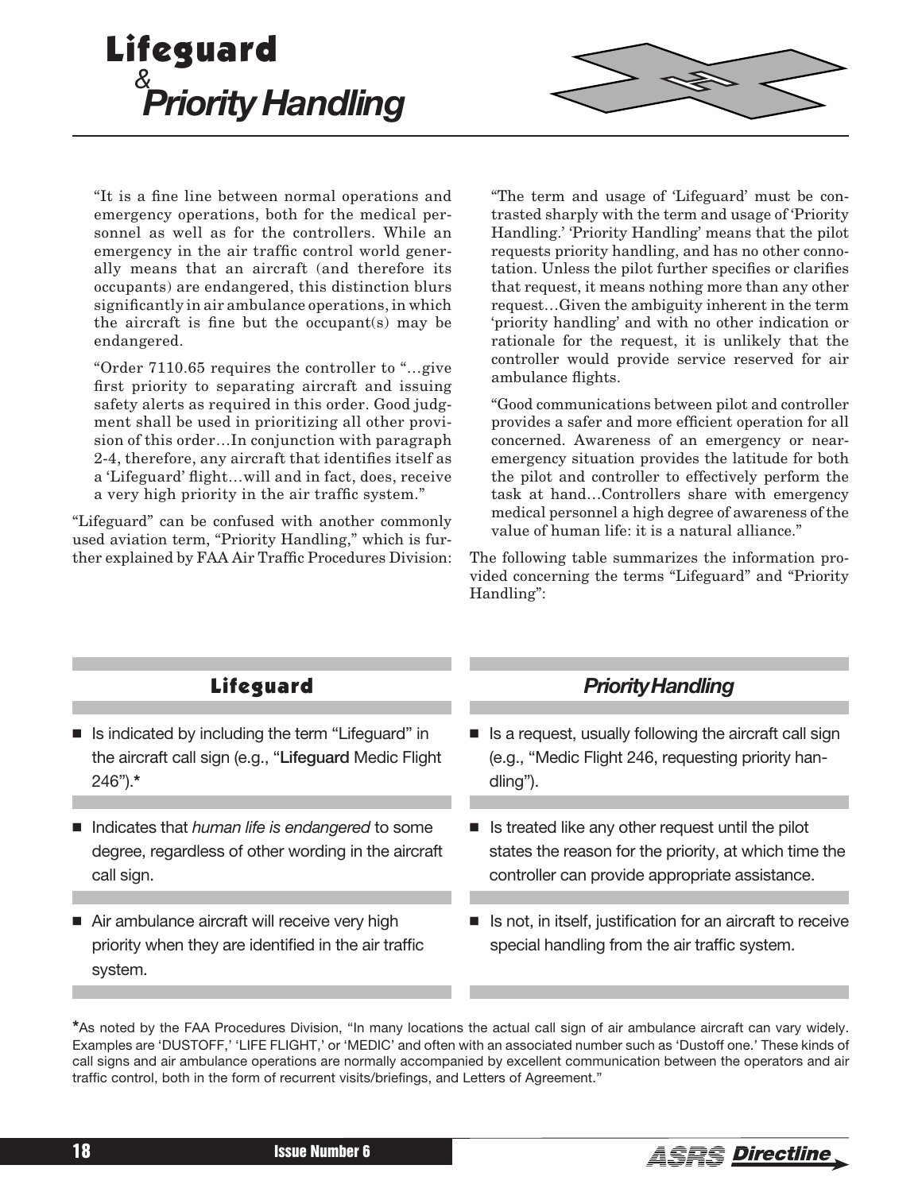# Lifeguard & *Priority Handling*

"It is a fine line between normal operations and emergency operations, both for the medical personnel as well as for the controllers. While an emergency in the air traffic control world generally means that an aircraft (and therefore its occupants) are endangered, this distinction blurs significantly in air ambulance operations, in which the aircraft is fine but the occupant(s) may be endangered.

"Order 7110.65 requires the controller to "...give first priority to separating aircraft and issuing safety alerts as required in this order. Good judgment shall be used in prioritizing all other provision of this order...In conjunction with paragraph 2-4, therefore, any aircraft that identifies itself as a 'Lifeguard' flight...will and in fact, does, receive a very high priority in the air traffic system."

"Lifeguard" can be confused with another commonly used aviation term, "Priority Handling," which is further explained by FAA Air Traffic Procedures Division:

"The term and usage of 'Lifeguard' must be contrasted sharply with the term and usage of 'Priority Handling.' 'Priority Handling' means that the pilot requests priority handling, and has no other connotation. Unless the pilot further specifies or clarifies that request, it means nothing more than any other request...Given the ambiguity inherent in the term 'priority handling' and with no other indication or rationale for the request, it is unlikely that the controller would provide service reserved for air ambulance flights.

"Good communications between pilot and controller provides a safer and more efficient operation for all concerned. Awareness of an emergency or near-emergency situation provides the latitude for both the pilot and controller to effectively perform the task at hand...Controllers share with emergency medical personnel a high degree of awareness of the value of human life: it is a natural alliance."

The following table summarizes the information provided concerning the terms "Lifeguard" and "Priority Handling":

| **Lifeguard** | ***Priority Handling*** |
| --- | --- |
| Is indicated by including the term "Lifeguard" in the aircraft call sign (e.g., "**Lifeguard** Medic Flight 246").* | Is a request, usually following the aircraft call sign (e.g., "Medic Flight 246, requesting priority handling"). |
| Indicates that *human life is endangered* to some degree, regardless of other wording in the aircraft call sign. | Is treated like any other request until the pilot states the reason for the priority, at which time the controller can provide appropriate assistance. |
| Air ambulance aircraft will receive very high priority when they are identified in the air traffic system. | Is not, in itself, justification for an aircraft to receive special handling from the air traffic system. |

*As noted by the FAA Procedures Division, "In many locations the actual call sign of air ambulance aircraft can vary widely. Examples are 'DUSTOFF,' 'LIFE FLIGHT,' or 'MEDIC' and often with an associated number such as 'Dustoff one.' These kinds of call signs and air ambulance operations are normally accompanied by excellent communication between the operators and air traffic control, both in the form of recurrent visits/briefings, and Letters of Agreement."